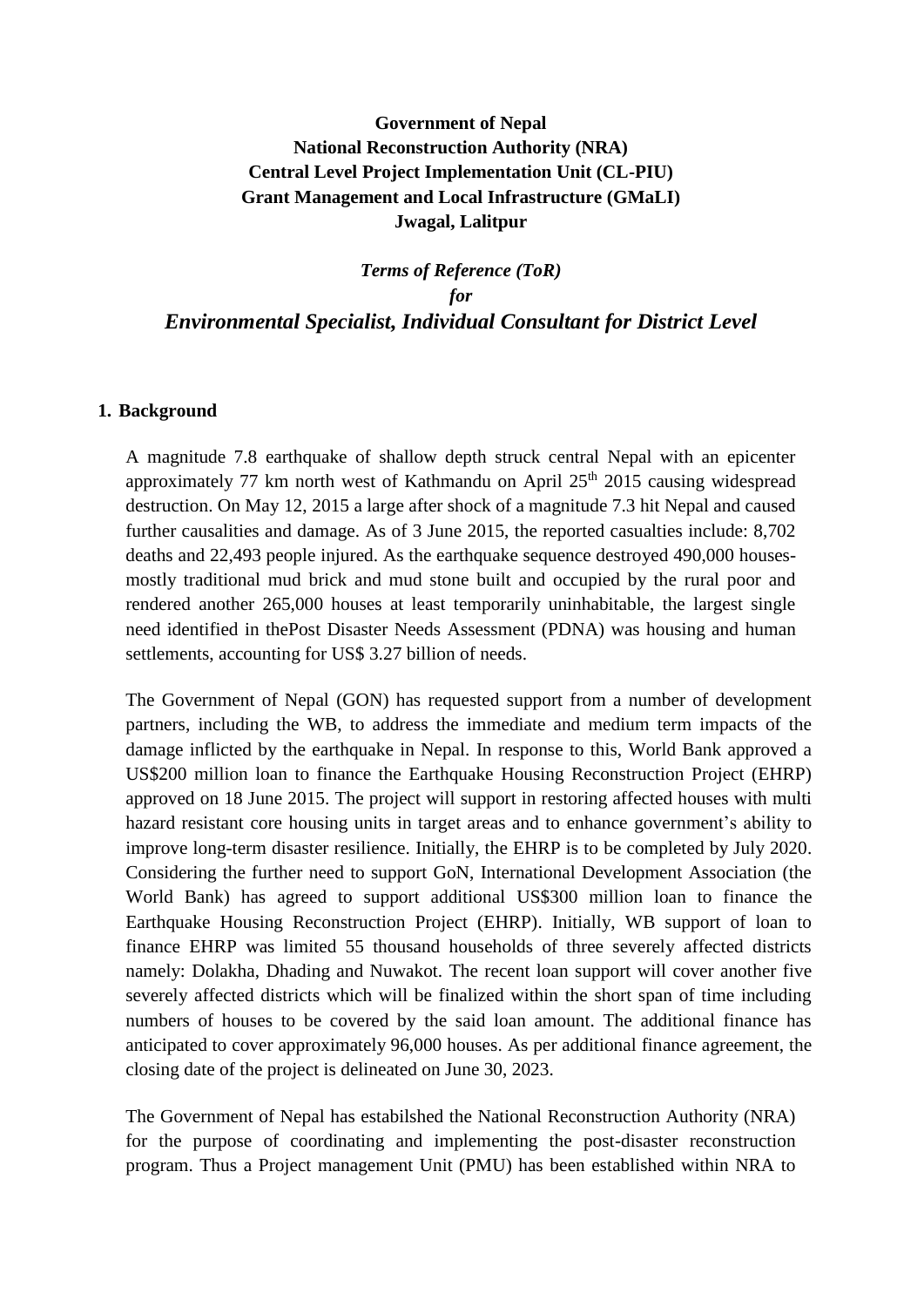**Government of Nepal**
**National Reconstruction Authority (NRA)**
**Central Level Project Implementation Unit (CL-PIU)**
**Grant Management and Local Infrastructure (GMaLI)**
**Jwagal, Lalitpur**

***Terms of Reference (ToR)***
***for***
# *Environmental Specialist, Individual Consultant for District Level*

## 1. Background

A magnitude 7.8 earthquake of shallow depth struck central Nepal with an epicenter approximately 77 km north west of Kathmandu on April 25th 2015 causing widespread destruction. On May 12, 2015 a large after shock of a magnitude 7.3 hit Nepal and caused further causalities and damage. As of 3 June 2015, the reported casualties include: 8,702 deaths and 22,493 people injured. As the earthquake sequence destroyed 490,000 houses-mostly traditional mud brick and mud stone built and occupied by the rural poor and rendered another 265,000 houses at least temporarily uninhabitable, the largest single need identified in thePost Disaster Needs Assessment (PDNA) was housing and human settlements, accounting for US$ 3.27 billion of needs.

The Government of Nepal (GON) has requested support from a number of development partners, including the WB, to address the immediate and medium term impacts of the damage inflicted by the earthquake in Nepal. In response to this, World Bank approved a US$200 million loan to finance the Earthquake Housing Reconstruction Project (EHRP) approved on 18 June 2015. The project will support in restoring affected houses with multi hazard resistant core housing units in target areas and to enhance government's ability to improve long-term disaster resilience. Initially, the EHRP is to be completed by July 2020. Considering the further need to support GoN, International Development Association (the World Bank) has agreed to support additional US$300 million loan to finance the Earthquake Housing Reconstruction Project (EHRP). Initially, WB support of loan to finance EHRP was limited 55 thousand households of three severely affected districts namely: Dolakha, Dhading and Nuwakot. The recent loan support will cover another five severely affected districts which will be finalized within the short span of time including numbers of houses to be covered by the said loan amount. The additional finance has anticipated to cover approximately 96,000 houses. As per additional finance agreement, the closing date of the project is delineated on June 30, 2023.

The Government of Nepal has estabilshed the National Reconstruction Authority (NRA) for the purpose of coordinating and implementing the post-disaster reconstruction program. Thus a Project management Unit (PMU) has been established within NRA to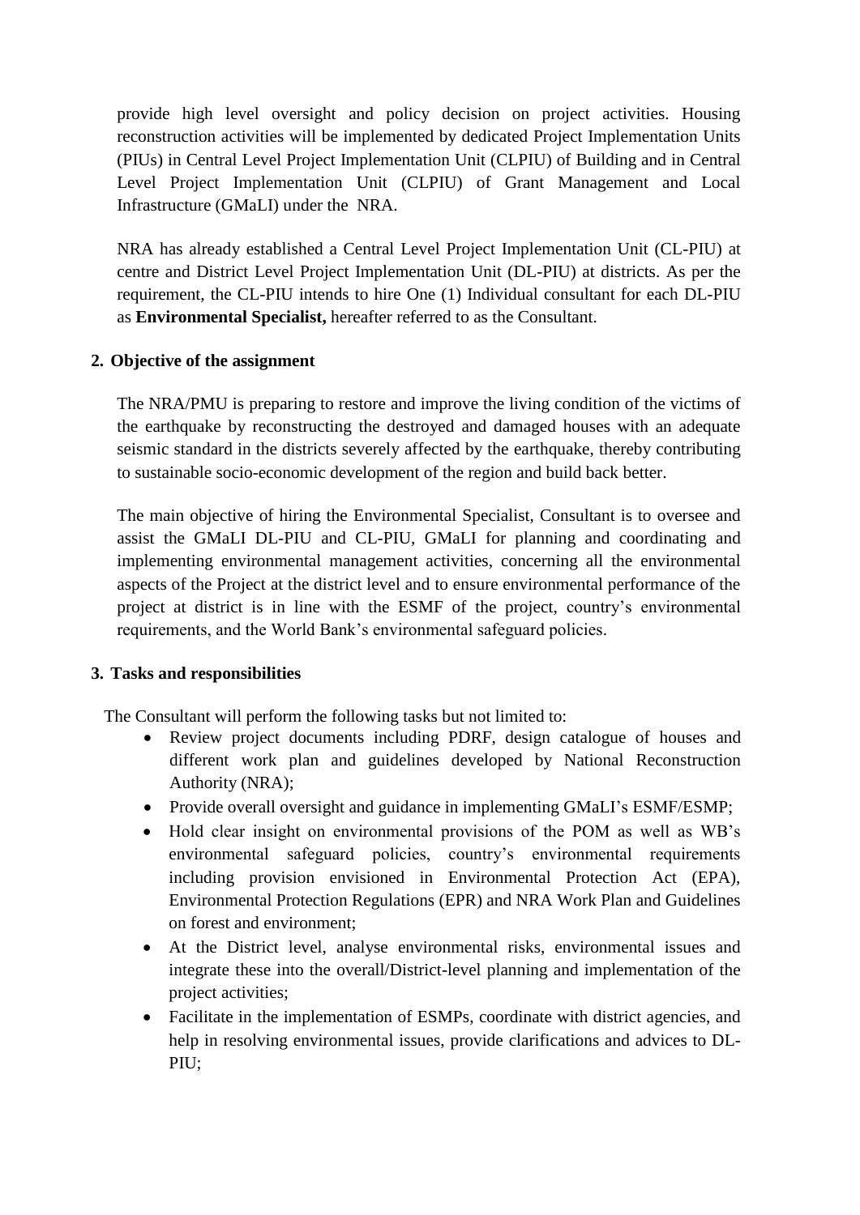provide high level oversight and policy decision on project activities. Housing reconstruction activities will be implemented by dedicated Project Implementation Units (PIUs) in Central Level Project Implementation Unit (CLPIU) of Building and in Central Level Project Implementation Unit (CLPIU) of Grant Management and Local Infrastructure (GMaLI) under the NRA.

NRA has already established a Central Level Project Implementation Unit (CL-PIU) at centre and District Level Project Implementation Unit (DL-PIU) at districts. As per the requirement, the CL-PIU intends to hire One (1) Individual consultant for each DL-PIU as **Environmental Specialist,** hereafter referred to as the Consultant.

## 2. Objective of the assignment

The NRA/PMU is preparing to restore and improve the living condition of the victims of the earthquake by reconstructing the destroyed and damaged houses with an adequate seismic standard in the districts severely affected by the earthquake, thereby contributing to sustainable socio-economic development of the region and build back better.

The main objective of hiring the Environmental Specialist, Consultant is to oversee and assist the GMaLI DL-PIU and CL-PIU, GMaLI for planning and coordinating and implementing environmental management activities, concerning all the environmental aspects of the Project at the district level and to ensure environmental performance of the project at district is in line with the ESMF of the project, country's environmental requirements, and the World Bank's environmental safeguard policies.

## 3. Tasks and responsibilities

The Consultant will perform the following tasks but not limited to:

- Review project documents including PDRF, design catalogue of houses and different work plan and guidelines developed by National Reconstruction Authority (NRA);
- Provide overall oversight and guidance in implementing GMaLI's ESMF/ESMP;
- Hold clear insight on environmental provisions of the POM as well as WB's environmental safeguard policies, country's environmental requirements including provision envisioned in Environmental Protection Act (EPA), Environmental Protection Regulations (EPR) and NRA Work Plan and Guidelines on forest and environment;
- At the District level, analyse environmental risks, environmental issues and integrate these into the overall/District-level planning and implementation of the project activities;
- Facilitate in the implementation of ESMPs, coordinate with district agencies, and help in resolving environmental issues, provide clarifications and advices to DL-PIU;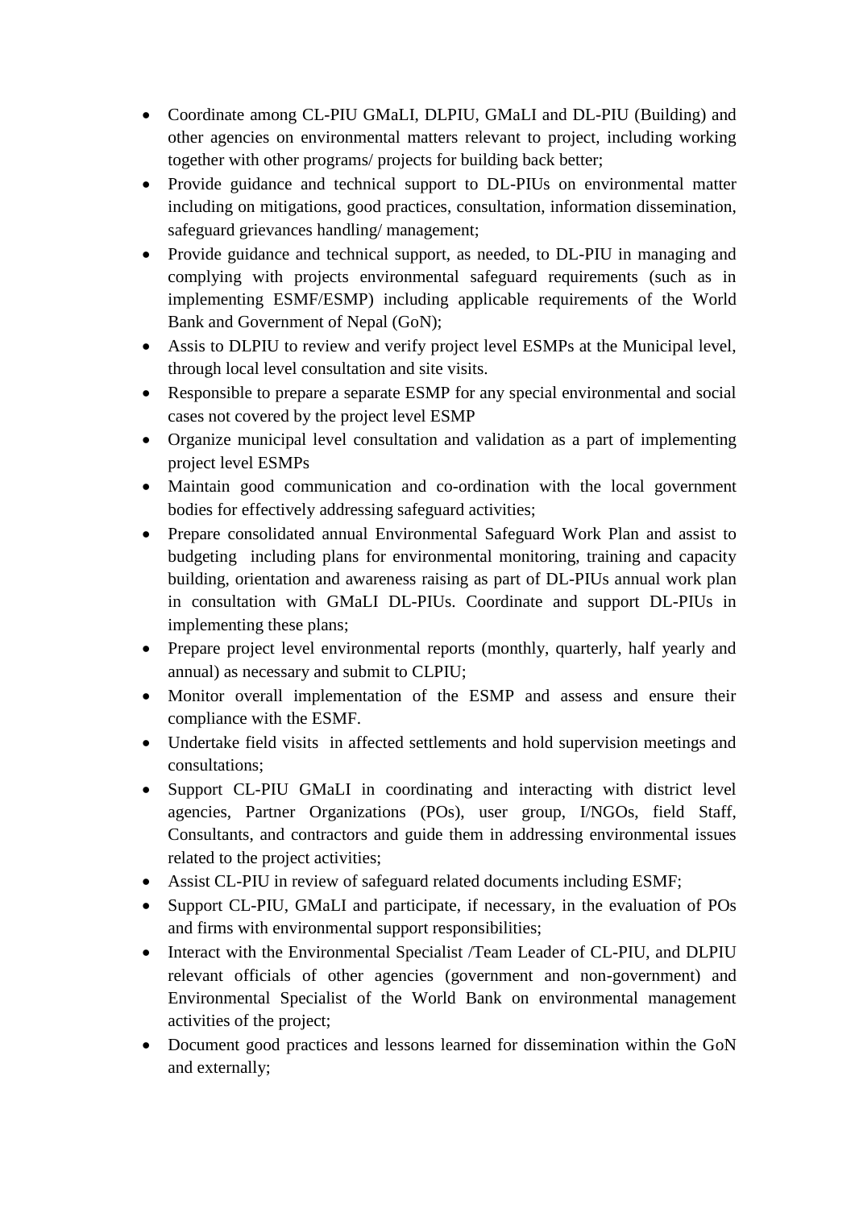- Coordinate among CL-PIU GMaLI, DLPIU, GMaLI and DL-PIU (Building) and other agencies on environmental matters relevant to project, including working together with other programs/ projects for building back better;
- Provide guidance and technical support to DL-PIUs on environmental matter including on mitigations, good practices, consultation, information dissemination, safeguard grievances handling/ management;
- Provide guidance and technical support, as needed, to DL-PIU in managing and complying with projects environmental safeguard requirements (such as in implementing ESMF/ESMP) including applicable requirements of the World Bank and Government of Nepal (GoN);
- Assis to DLPIU to review and verify project level ESMPs at the Municipal level, through local level consultation and site visits.
- Responsible to prepare a separate ESMP for any special environmental and social cases not covered by the project level ESMP
- Organize municipal level consultation and validation as a part of implementing project level ESMPs
- Maintain good communication and co-ordination with the local government bodies for effectively addressing safeguard activities;
- Prepare consolidated annual Environmental Safeguard Work Plan and assist to budgeting including plans for environmental monitoring, training and capacity building, orientation and awareness raising as part of DL-PIUs annual work plan in consultation with GMaLI DL-PIUs. Coordinate and support DL-PIUs in implementing these plans;
- Prepare project level environmental reports (monthly, quarterly, half yearly and annual) as necessary and submit to CLPIU;
- Monitor overall implementation of the ESMP and assess and ensure their compliance with the ESMF.
- Undertake field visits in affected settlements and hold supervision meetings and consultations;
- Support CL-PIU GMaLI in coordinating and interacting with district level agencies, Partner Organizations (POs), user group, I/NGOs, field Staff, Consultants, and contractors and guide them in addressing environmental issues related to the project activities;
- Assist CL-PIU in review of safeguard related documents including ESMF;
- Support CL-PIU, GMaLI and participate, if necessary, in the evaluation of POs and firms with environmental support responsibilities;
- Interact with the Environmental Specialist /Team Leader of CL-PIU, and DLPIU relevant officials of other agencies (government and non-government) and Environmental Specialist of the World Bank on environmental management activities of the project;
- Document good practices and lessons learned for dissemination within the GoN and externally;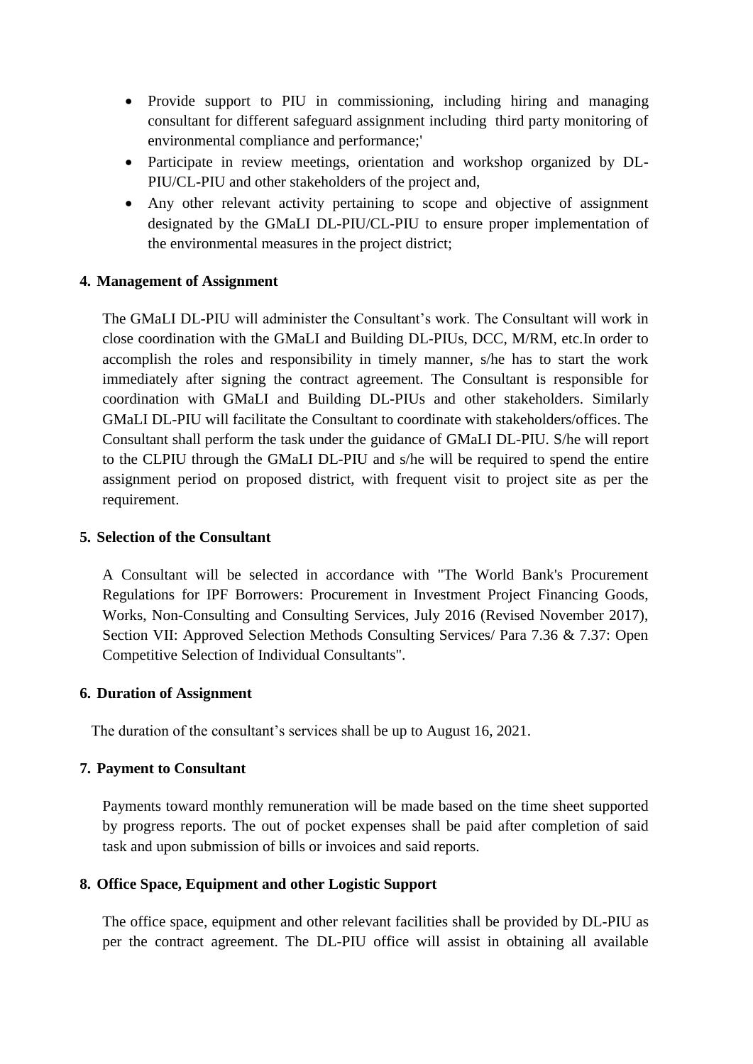- Provide support to PIU in commissioning, including hiring and managing consultant for different safeguard assignment including third party monitoring of environmental compliance and performance;'
- Participate in review meetings, orientation and workshop organized by DL-PIU/CL-PIU and other stakeholders of the project and,
- Any other relevant activity pertaining to scope and objective of assignment designated by the GMaLI DL-PIU/CL-PIU to ensure proper implementation of the environmental measures in the project district;

## 4. Management of Assignment

The GMaLI DL-PIU will administer the Consultant's work. The Consultant will work in close coordination with the GMaLI and Building DL-PIUs, DCC, M/RM, etc.In order to accomplish the roles and responsibility in timely manner, s/he has to start the work immediately after signing the contract agreement. The Consultant is responsible for coordination with GMaLI and Building DL-PIUs and other stakeholders. Similarly GMaLI DL-PIU will facilitate the Consultant to coordinate with stakeholders/offices. The Consultant shall perform the task under the guidance of GMaLI DL-PIU. S/he will report to the CLPIU through the GMaLI DL-PIU and s/he will be required to spend the entire assignment period on proposed district, with frequent visit to project site as per the requirement.

## 5. Selection of the Consultant

A Consultant will be selected in accordance with "The World Bank's Procurement Regulations for IPF Borrowers: Procurement in Investment Project Financing Goods, Works, Non-Consulting and Consulting Services, July 2016 (Revised November 2017), Section VII: Approved Selection Methods Consulting Services/ Para 7.36 & 7.37: Open Competitive Selection of Individual Consultants".

## 6. Duration of Assignment

The duration of the consultant's services shall be up to August 16, 2021.

## 7. Payment to Consultant

Payments toward monthly remuneration will be made based on the time sheet supported by progress reports. The out of pocket expenses shall be paid after completion of said task and upon submission of bills or invoices and said reports.

## 8. Office Space, Equipment and other Logistic Support

The office space, equipment and other relevant facilities shall be provided by DL-PIU as per the contract agreement. The DL-PIU office will assist in obtaining all available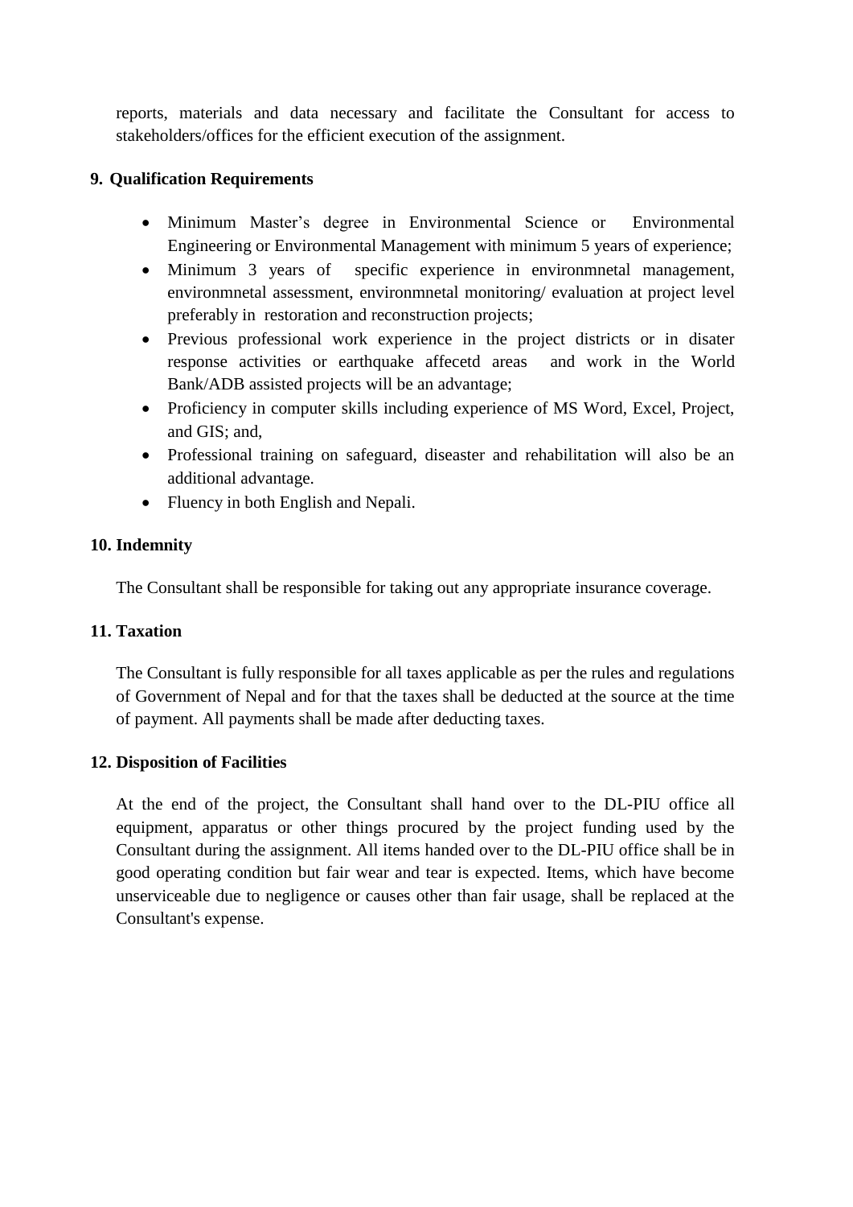reports, materials and data necessary and facilitate the Consultant for access to stakeholders/offices for the efficient execution of the assignment.

**9. Qualification Requirements**

- Minimum Master's degree in Environmental Science or Environmental Engineering or Environmental Management with minimum 5 years of experience;
- Minimum 3 years of specific experience in environmnetal management, environmnetal assessment, environmnetal monitoring/ evaluation at project level preferably in restoration and reconstruction projects;
- Previous professional work experience in the project districts or in disater response activities or earthquake affecetd areas and work in the World Bank/ADB assisted projects will be an advantage;
- Proficiency in computer skills including experience of MS Word, Excel, Project, and GIS; and,
- Professional training on safeguard, diseaster and rehabilitation will also be an additional advantage.
- Fluency in both English and Nepali.

**10. Indemnity**

The Consultant shall be responsible for taking out any appropriate insurance coverage.

**11. Taxation**

The Consultant is fully responsible for all taxes applicable as per the rules and regulations of Government of Nepal and for that the taxes shall be deducted at the source at the time of payment. All payments shall be made after deducting taxes.

**12. Disposition of Facilities**

At the end of the project, the Consultant shall hand over to the DL-PIU office all equipment, apparatus or other things procured by the project funding used by the Consultant during the assignment. All items handed over to the DL-PIU office shall be in good operating condition but fair wear and tear is expected. Items, which have become unserviceable due to negligence or causes other than fair usage, shall be replaced at the Consultant's expense.